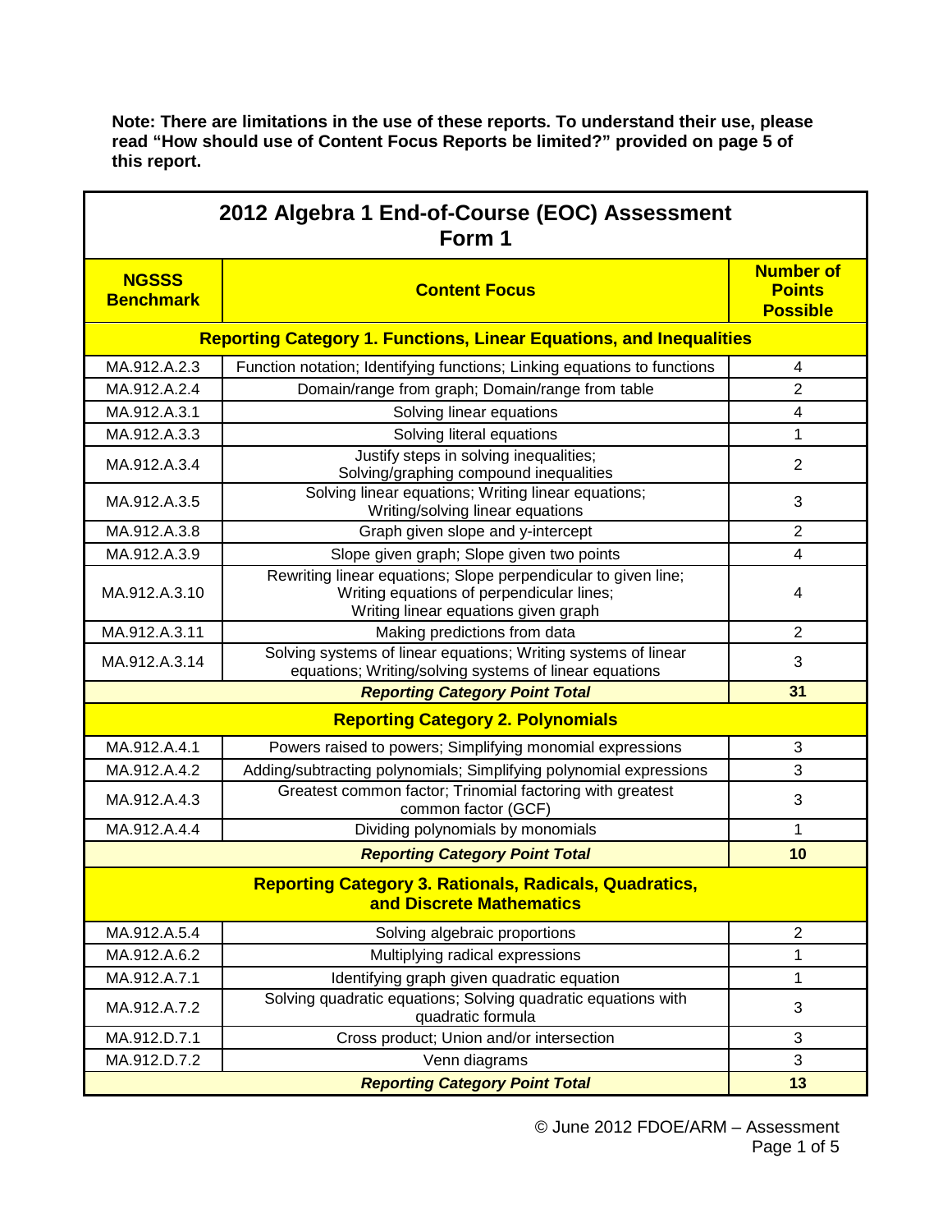**Note: There are limitations in the use of these reports. To understand their use, please read "How should use of Content Focus Reports be limited?" provided on page 5 of this report.**

## 2012 Algebra 1 End-of-Course (EOC) Assessment Form 1

| NGSSS Benchmark | Content Focus | Number of Points Possible |
|---|---|---|
| **Reporting Category 1. Functions, Linear Equations, and Inequalities** | | |
| MA.912.A.2.3 | Function notation; Identifying functions; Linking equations to functions | 4 |
| MA.912.A.2.4 | Domain/range from graph; Domain/range from table | 2 |
| MA.912.A.3.1 | Solving linear equations | 4 |
| MA.912.A.3.3 | Solving literal equations | 1 |
| MA.912.A.3.4 | Justify steps in solving inequalities; Solving/graphing compound inequalities | 2 |
| MA.912.A.3.5 | Solving linear equations; Writing linear equations; Writing/solving linear equations | 3 |
| MA.912.A.3.8 | Graph given slope and y-intercept | 2 |
| MA.912.A.3.9 | Slope given graph; Slope given two points | 4 |
| MA.912.A.3.10 | Rewriting linear equations; Slope perpendicular to given line; Writing equations of perpendicular lines; Writing linear equations given graph | 4 |
| MA.912.A.3.11 | Making predictions from data | 2 |
| MA.912.A.3.14 | Solving systems of linear equations; Writing systems of linear equations; Writing/solving systems of linear equations | 3 |
| ***Reporting Category Point Total*** | | **31** |
| **Reporting Category 2. Polynomials** | | |
| MA.912.A.4.1 | Powers raised to powers; Simplifying monomial expressions | 3 |
| MA.912.A.4.2 | Adding/subtracting polynomials; Simplifying polynomial expressions | 3 |
| MA.912.A.4.3 | Greatest common factor; Trinomial factoring with greatest common factor (GCF) | 3 |
| MA.912.A.4.4 | Dividing polynomials by monomials | 1 |
| ***Reporting Category Point Total*** | | **10** |
| **Reporting Category 3. Rationals, Radicals, Quadratics, and Discrete Mathematics** | | |
| MA.912.A.5.4 | Solving algebraic proportions | 2 |
| MA.912.A.6.2 | Multiplying radical expressions | 1 |
| MA.912.A.7.1 | Identifying graph given quadratic equation | 1 |
| MA.912.A.7.2 | Solving quadratic equations; Solving quadratic equations with quadratic formula | 3 |
| MA.912.D.7.1 | Cross product; Union and/or intersection | 3 |
| MA.912.D.7.2 | Venn diagrams | 3 |
| ***Reporting Category Point Total*** | | **13** |

© June 2012 FDOE/ARM – Assessment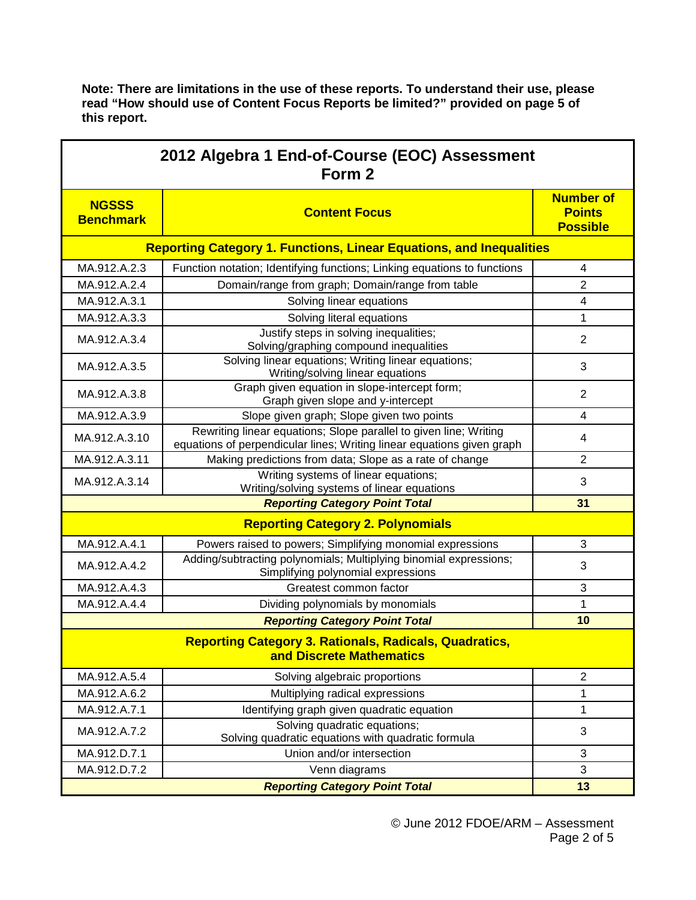**Note: There are limitations in the use of these reports. To understand their use, please read "How should use of Content Focus Reports be limited?" provided on page 5 of this report.**

## 2012 Algebra 1 End-of-Course (EOC) Assessment Form 2

| NGSSS Benchmark | Content Focus | Number of Points Possible |
|---|---|---|
| **Reporting Category 1. Functions, Linear Equations, and Inequalities** | | |
| MA.912.A.2.3 | Function notation; Identifying functions; Linking equations to functions | 4 |
| MA.912.A.2.4 | Domain/range from graph; Domain/range from table | 2 |
| MA.912.A.3.1 | Solving linear equations | 4 |
| MA.912.A.3.3 | Solving literal equations | 1 |
| MA.912.A.3.4 | Justify steps in solving inequalities; Solving/graphing compound inequalities | 2 |
| MA.912.A.3.5 | Solving linear equations; Writing linear equations; Writing/solving linear equations | 3 |
| MA.912.A.3.8 | Graph given equation in slope-intercept form; Graph given slope and y-intercept | 2 |
| MA.912.A.3.9 | Slope given graph; Slope given two points | 4 |
| MA.912.A.3.10 | Rewriting linear equations; Slope parallel to given line; Writing equations of perpendicular lines; Writing linear equations given graph | 4 |
| MA.912.A.3.11 | Making predictions from data; Slope as a rate of change | 2 |
| MA.912.A.3.14 | Writing systems of linear equations; Writing/solving systems of linear equations | 3 |
| | ***Reporting Category Point Total*** | **31** |
| **Reporting Category 2. Polynomials** | | |
| MA.912.A.4.1 | Powers raised to powers; Simplifying monomial expressions | 3 |
| MA.912.A.4.2 | Adding/subtracting polynomials; Multiplying binomial expressions; Simplifying polynomial expressions | 3 |
| MA.912.A.4.3 | Greatest common factor | 3 |
| MA.912.A.4.4 | Dividing polynomials by monomials | 1 |
| | ***Reporting Category Point Total*** | **10** |
| **Reporting Category 3. Rationals, Radicals, Quadratics, and Discrete Mathematics** | | |
| MA.912.A.5.4 | Solving algebraic proportions | 2 |
| MA.912.A.6.2 | Multiplying radical expressions | 1 |
| MA.912.A.7.1 | Identifying graph given quadratic equation | 1 |
| MA.912.A.7.2 | Solving quadratic equations; Solving quadratic equations with quadratic formula | 3 |
| MA.912.D.7.1 | Union and/or intersection | 3 |
| MA.912.D.7.2 | Venn diagrams | 3 |
| | ***Reporting Category Point Total*** | **13** |

© June 2012 FDOE/ARM – Assessment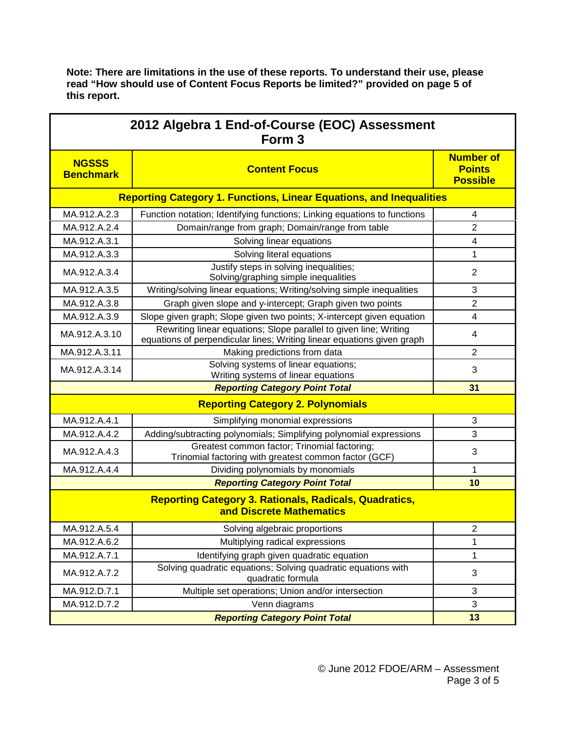**Note: There are limitations in the use of these reports. To understand their use, please read "How should use of Content Focus Reports be limited?" provided on page 5 of this report.**

## 2012 Algebra 1 End-of-Course (EOC) Assessment Form 3

| NGSSS Benchmark | Content Focus | Number of Points Possible |
|---|---|---|
| **Reporting Category 1. Functions, Linear Equations, and Inequalities** | | |
| MA.912.A.2.3 | Function notation; Identifying functions; Linking equations to functions | 4 |
| MA.912.A.2.4 | Domain/range from graph; Domain/range from table | 2 |
| MA.912.A.3.1 | Solving linear equations | 4 |
| MA.912.A.3.3 | Solving literal equations | 1 |
| MA.912.A.3.4 | Justify steps in solving inequalities; Solving/graphing simple inequalities | 2 |
| MA.912.A.3.5 | Writing/solving linear equations; Writing/solving simple inequalities | 3 |
| MA.912.A.3.8 | Graph given slope and y-intercept; Graph given two points | 2 |
| MA.912.A.3.9 | Slope given graph; Slope given two points; X-intercept given equation | 4 |
| MA.912.A.3.10 | Rewriting linear equations; Slope parallel to given line; Writing equations of perpendicular lines; Writing linear equations given graph | 4 |
| MA.912.A.3.11 | Making predictions from data | 2 |
| MA.912.A.3.14 | Solving systems of linear equations; Writing systems of linear equations | 3 |
| | ***Reporting Category Point Total*** | **31** |
| **Reporting Category 2. Polynomials** | | |
| MA.912.A.4.1 | Simplifying monomial expressions | 3 |
| MA.912.A.4.2 | Adding/subtracting polynomials; Simplifying polynomial expressions | 3 |
| MA.912.A.4.3 | Greatest common factor; Trinomial factoring; Trinomial factoring with greatest common factor (GCF) | 3 |
| MA.912.A.4.4 | Dividing polynomials by monomials | 1 |
| | ***Reporting Category Point Total*** | **10** |
| **Reporting Category 3. Rationals, Radicals, Quadratics, and Discrete Mathematics** | | |
| MA.912.A.5.4 | Solving algebraic proportions | 2 |
| MA.912.A.6.2 | Multiplying radical expressions | 1 |
| MA.912.A.7.1 | Identifying graph given quadratic equation | 1 |
| MA.912.A.7.2 | Solving quadratic equations; Solving quadratic equations with quadratic formula | 3 |
| MA.912.D.7.1 | Multiple set operations; Union and/or intersection | 3 |
| MA.912.D.7.2 | Venn diagrams | 3 |
| | ***Reporting Category Point Total*** | **13** |

© June 2012 FDOE/ARM – Assessment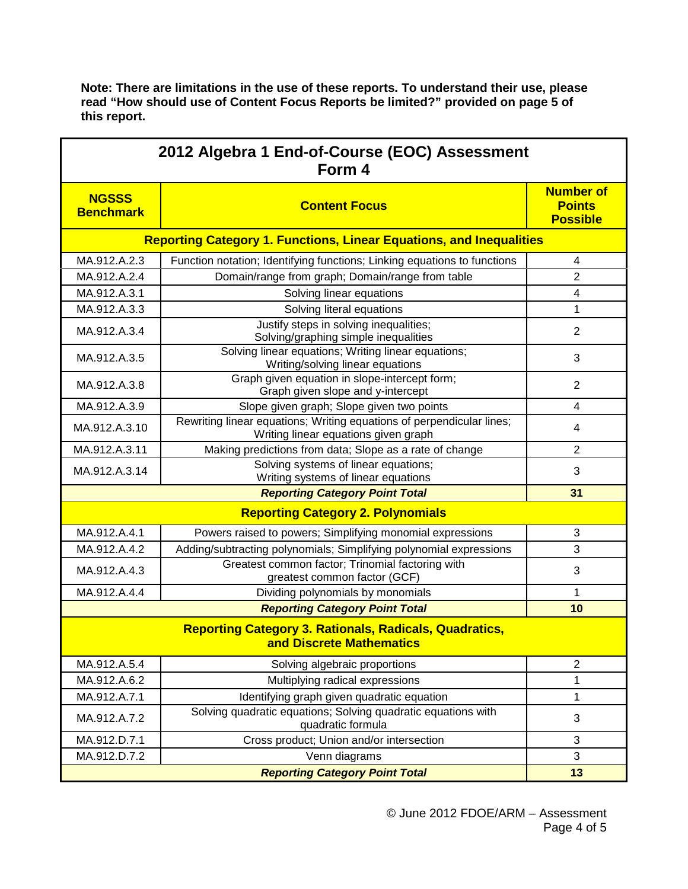**Note: There are limitations in the use of these reports. To understand their use, please read "How should use of Content Focus Reports be limited?" provided on page 5 of this report.**

## 2012 Algebra 1 End-of-Course (EOC) Assessment Form 4

| NGSSS Benchmark | Content Focus | Number of Points Possible |
|---|---|---|
| **Reporting Category 1. Functions, Linear Equations, and Inequalities** | | |
| MA.912.A.2.3 | Function notation; Identifying functions; Linking equations to functions | 4 |
| MA.912.A.2.4 | Domain/range from graph; Domain/range from table | 2 |
| MA.912.A.3.1 | Solving linear equations | 4 |
| MA.912.A.3.3 | Solving literal equations | 1 |
| MA.912.A.3.4 | Justify steps in solving inequalities; Solving/graphing simple inequalities | 2 |
| MA.912.A.3.5 | Solving linear equations; Writing linear equations; Writing/solving linear equations | 3 |
| MA.912.A.3.8 | Graph given equation in slope-intercept form; Graph given slope and y-intercept | 2 |
| MA.912.A.3.9 | Slope given graph; Slope given two points | 4 |
| MA.912.A.3.10 | Rewriting linear equations; Writing equations of perpendicular lines; Writing linear equations given graph | 4 |
| MA.912.A.3.11 | Making predictions from data; Slope as a rate of change | 2 |
| MA.912.A.3.14 | Solving systems of linear equations; Writing systems of linear equations | 3 |
| | ***Reporting Category Point Total*** | **31** |
| **Reporting Category 2. Polynomials** | | |
| MA.912.A.4.1 | Powers raised to powers; Simplifying monomial expressions | 3 |
| MA.912.A.4.2 | Adding/subtracting polynomials; Simplifying polynomial expressions | 3 |
| MA.912.A.4.3 | Greatest common factor; Trinomial factoring with greatest common factor (GCF) | 3 |
| MA.912.A.4.4 | Dividing polynomials by monomials | 1 |
| | ***Reporting Category Point Total*** | **10** |
| **Reporting Category 3. Rationals, Radicals, Quadratics, and Discrete Mathematics** | | |
| MA.912.A.5.4 | Solving algebraic proportions | 2 |
| MA.912.A.6.2 | Multiplying radical expressions | 1 |
| MA.912.A.7.1 | Identifying graph given quadratic equation | 1 |
| MA.912.A.7.2 | Solving quadratic equations; Solving quadratic equations with quadratic formula | 3 |
| MA.912.D.7.1 | Cross product; Union and/or intersection | 3 |
| MA.912.D.7.2 | Venn diagrams | 3 |
| | ***Reporting Category Point Total*** | **13** |

© June 2012 FDOE/ARM – Assessment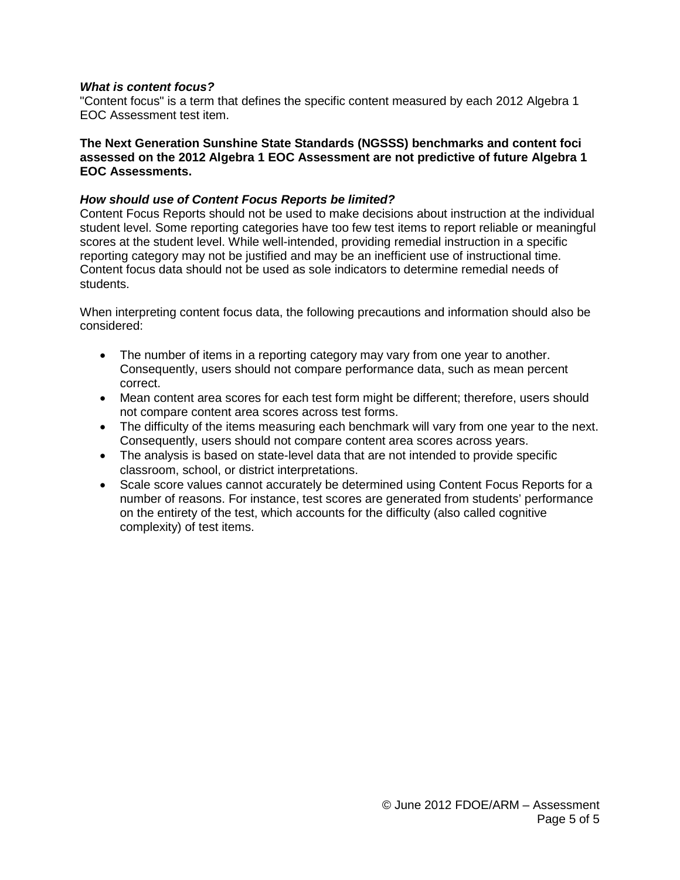***What is content focus?***

"Content focus" is a term that defines the specific content measured by each 2012 Algebra 1 EOC Assessment test item.

**The Next Generation Sunshine State Standards (NGSSS) benchmarks and content foci assessed on the 2012 Algebra 1 EOC Assessment are not predictive of future Algebra 1 EOC Assessments.**

***How should use of Content Focus Reports be limited?***

Content Focus Reports should not be used to make decisions about instruction at the individual student level. Some reporting categories have too few test items to report reliable or meaningful scores at the student level. While well-intended, providing remedial instruction in a specific reporting category may not be justified and may be an inefficient use of instructional time. Content focus data should not be used as sole indicators to determine remedial needs of students.

When interpreting content focus data, the following precautions and information should also be considered:

- The number of items in a reporting category may vary from one year to another. Consequently, users should not compare performance data, such as mean percent correct.
- Mean content area scores for each test form might be different; therefore, users should not compare content area scores across test forms.
- The difficulty of the items measuring each benchmark will vary from one year to the next. Consequently, users should not compare content area scores across years.
- The analysis is based on state-level data that are not intended to provide specific classroom, school, or district interpretations.
- Scale score values cannot accurately be determined using Content Focus Reports for a number of reasons. For instance, test scores are generated from students' performance on the entirety of the test, which accounts for the difficulty (also called cognitive complexity) of test items.